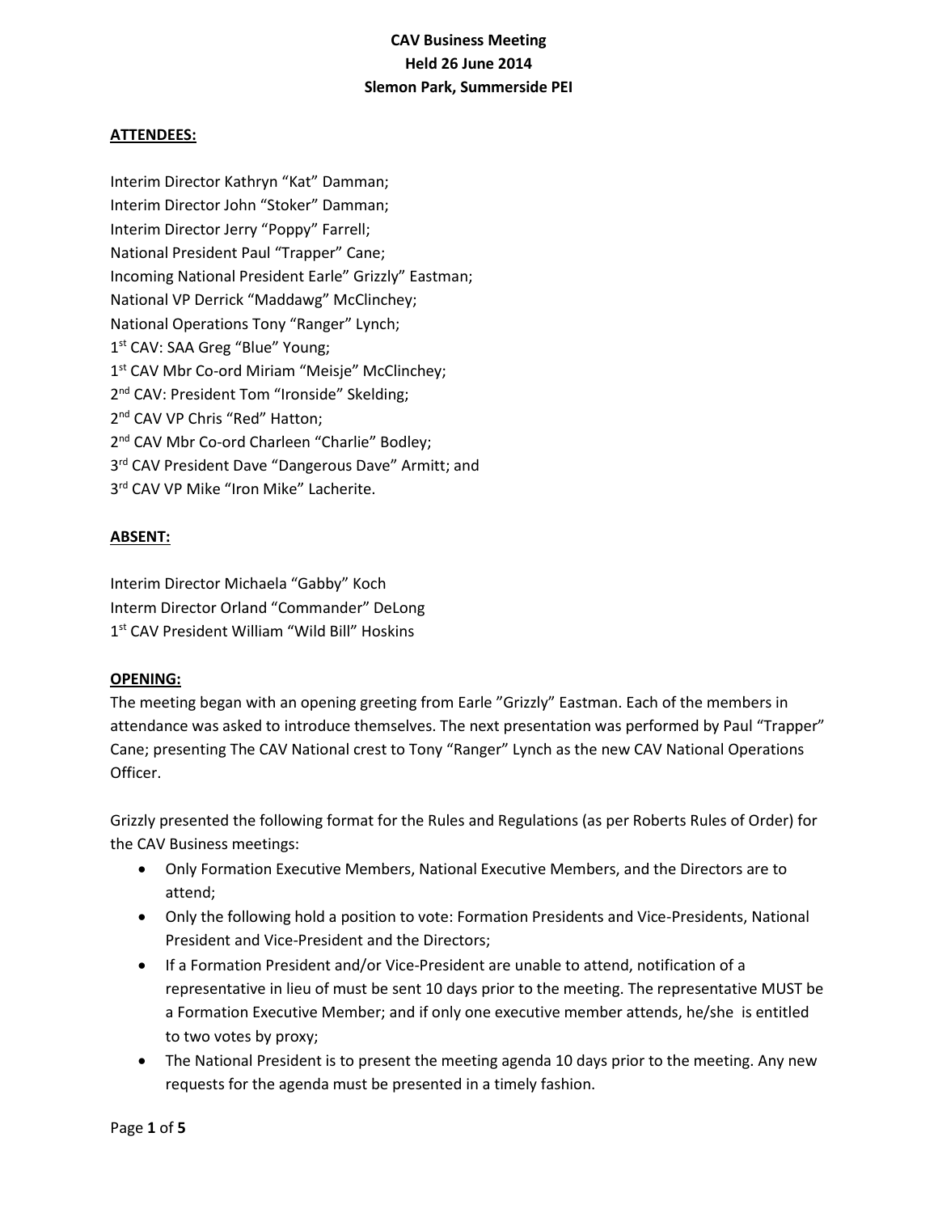**CAV Business Meeting**
**Held 26 June 2014**
**Slemon Park, Summerside PEI**

**ATTENDEES:**

Interim Director Kathryn “Kat” Damman;
Interim Director John “Stoker” Damman;
Interim Director Jerry “Poppy” Farrell;
National President Paul “Trapper” Cane;
Incoming National President Earle” Grizzly” Eastman;
National VP Derrick “Maddawg” McClinchey;
National Operations Tony “Ranger” Lynch;
1st CAV: SAA Greg “Blue” Young;
1st CAV Mbr Co-ord Miriam “Meisje” McClinchey;
2nd CAV: President Tom “Ironside” Skelding;
2nd CAV VP Chris “Red” Hatton;
2nd CAV Mbr Co-ord Charleen “Charlie” Bodley;
3rd CAV President Dave “Dangerous Dave” Armitt; and
3rd CAV VP Mike “Iron Mike” Lacherite.

**ABSENT:**

Interim Director Michaela “Gabby” Koch
Interm Director Orland “Commander” DeLong
1st CAV President William “Wild Bill” Hoskins

**OPENING:**

The meeting began with an opening greeting from Earle ”Grizzly” Eastman. Each of the members in attendance was asked to introduce themselves. The next presentation was performed by Paul “Trapper” Cane; presenting The CAV National crest to Tony “Ranger” Lynch as the new CAV National Operations Officer.

Grizzly presented the following format for the Rules and Regulations (as per Roberts Rules of Order) for the CAV Business meetings:

- Only Formation Executive Members, National Executive Members, and the Directors are to attend;
- Only the following hold a position to vote: Formation Presidents and Vice-Presidents, National President and Vice-President and the Directors;
- If a Formation President and/or Vice-President are unable to attend, notification of a representative in lieu of must be sent 10 days prior to the meeting. The representative MUST be a Formation Executive Member; and if only one executive member attends, he/she is entitled to two votes by proxy;
- The National President is to present the meeting agenda 10 days prior to the meeting. Any new requests for the agenda must be presented in a timely fashion.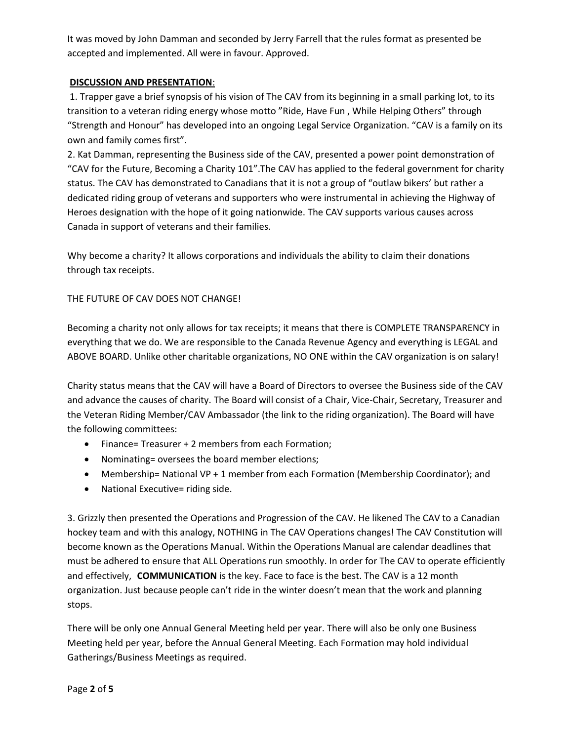It was moved by John Damman and seconded by Jerry Farrell that the rules format as presented be accepted and implemented. All were in favour. Approved.

**DISCUSSION AND PRESENTATION**:

1. Trapper gave a brief synopsis of his vision of The CAV from its beginning in a small parking lot, to its transition to a veteran riding energy whose motto "Ride, Have Fun , While Helping Others" through "Strength and Honour" has developed into an ongoing Legal Service Organization. "CAV is a family on its own and family comes first".

2. Kat Damman, representing the Business side of the CAV, presented a power point demonstration of "CAV for the Future, Becoming a Charity 101".The CAV has applied to the federal government for charity status. The CAV has demonstrated to Canadians that it is not a group of "outlaw bikers' but rather a dedicated riding group of veterans and supporters who were instrumental in achieving the Highway of Heroes designation with the hope of it going nationwide. The CAV supports various causes across Canada in support of veterans and their families.

Why become a charity? It allows corporations and individuals the ability to claim their donations through tax receipts.

THE FUTURE OF CAV DOES NOT CHANGE!

Becoming a charity not only allows for tax receipts; it means that there is COMPLETE TRANSPARENCY in everything that we do. We are responsible to the Canada Revenue Agency and everything is LEGAL and ABOVE BOARD. Unlike other charitable organizations, NO ONE within the CAV organization is on salary!

Charity status means that the CAV will have a Board of Directors to oversee the Business side of the CAV and advance the causes of charity. The Board will consist of a Chair, Vice-Chair, Secretary, Treasurer and the Veteran Riding Member/CAV Ambassador (the link to the riding organization). The Board will have the following committees:

- Finance= Treasurer + 2 members from each Formation;
- Nominating= oversees the board member elections;
- Membership= National VP + 1 member from each Formation (Membership Coordinator); and
- National Executive= riding side.

3. Grizzly then presented the Operations and Progression of the CAV. He likened The CAV to a Canadian hockey team and with this analogy, NOTHING in The CAV Operations changes! The CAV Constitution will become known as the Operations Manual. Within the Operations Manual are calendar deadlines that must be adhered to ensure that ALL Operations run smoothly. In order for The CAV to operate efficiently and effectively, **COMMUNICATION** is the key. Face to face is the best. The CAV is a 12 month organization. Just because people can't ride in the winter doesn't mean that the work and planning stops.

There will be only one Annual General Meeting held per year. There will also be only one Business Meeting held per year, before the Annual General Meeting. Each Formation may hold individual Gatherings/Business Meetings as required.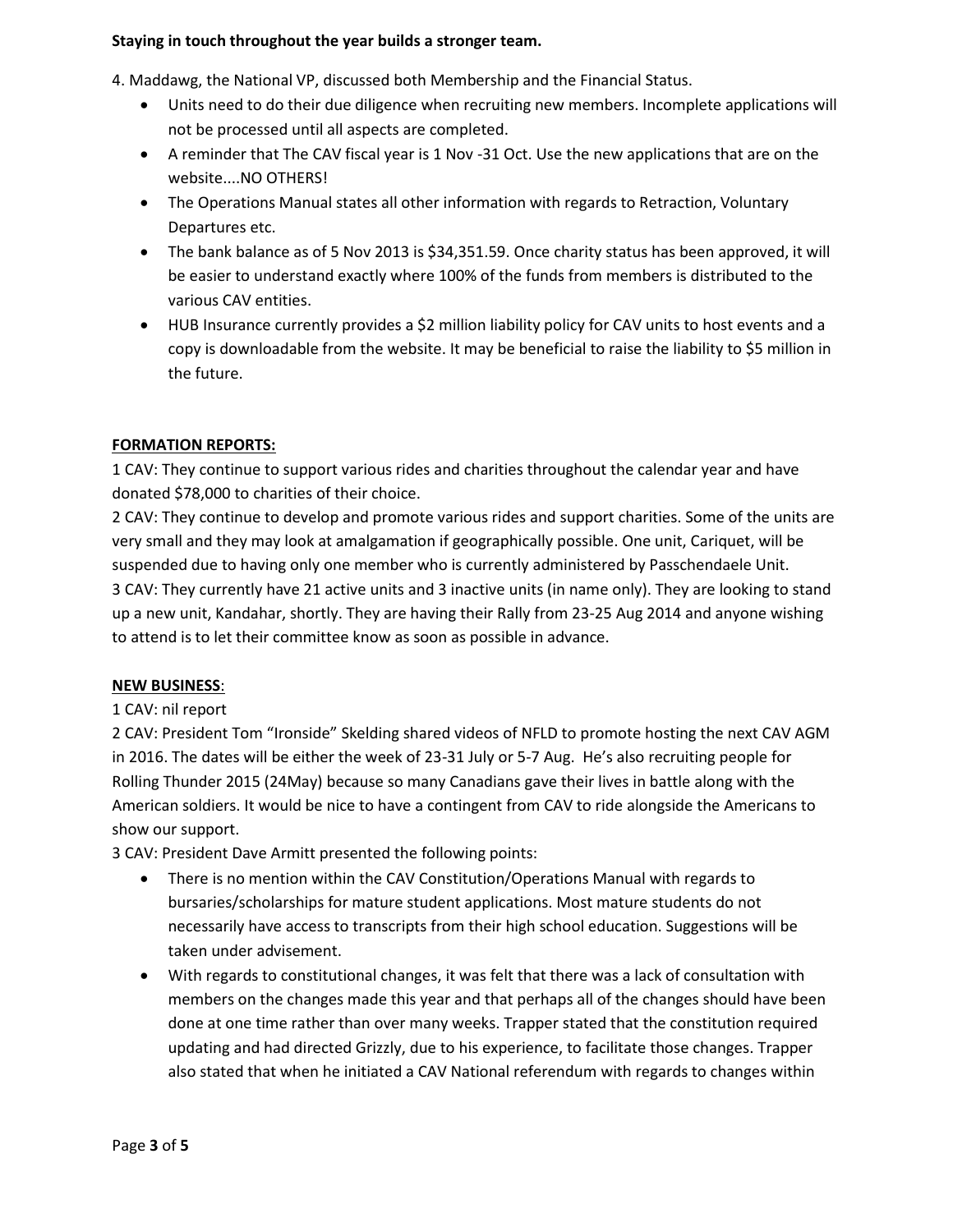**Staying in touch throughout the year builds a stronger team.**

4. Maddawg, the National VP, discussed both Membership and the Financial Status.

- Units need to do their due diligence when recruiting new members. Incomplete applications will not be processed until all aspects are completed.
- A reminder that The CAV fiscal year is 1 Nov -31 Oct. Use the new applications that are on the website....NO OTHERS!
- The Operations Manual states all other information with regards to Retraction, Voluntary Departures etc.
- The bank balance as of 5 Nov 2013 is $34,351.59. Once charity status has been approved, it will be easier to understand exactly where 100% of the funds from members is distributed to the various CAV entities.
- HUB Insurance currently provides a $2 million liability policy for CAV units to host events and a copy is downloadable from the website. It may be beneficial to raise the liability to $5 million in the future.

**FORMATION REPORTS:**

1 CAV: They continue to support various rides and charities throughout the calendar year and have donated $78,000 to charities of their choice.

2 CAV: They continue to develop and promote various rides and support charities. Some of the units are very small and they may look at amalgamation if geographically possible. One unit, Cariquet, will be suspended due to having only one member who is currently administered by Passchendaele Unit.

3 CAV: They currently have 21 active units and 3 inactive units (in name only). They are looking to stand up a new unit, Kandahar, shortly. They are having their Rally from 23-25 Aug 2014 and anyone wishing to attend is to let their committee know as soon as possible in advance.

**NEW BUSINESS**:

1 CAV: nil report

2 CAV: President Tom "Ironside" Skelding shared videos of NFLD to promote hosting the next CAV AGM in 2016. The dates will be either the week of 23-31 July or 5-7 Aug. He's also recruiting people for Rolling Thunder 2015 (24May) because so many Canadians gave their lives in battle along with the American soldiers. It would be nice to have a contingent from CAV to ride alongside the Americans to show our support.

3 CAV: President Dave Armitt presented the following points:

- There is no mention within the CAV Constitution/Operations Manual with regards to bursaries/scholarships for mature student applications. Most mature students do not necessarily have access to transcripts from their high school education. Suggestions will be taken under advisement.
- With regards to constitutional changes, it was felt that there was a lack of consultation with members on the changes made this year and that perhaps all of the changes should have been done at one time rather than over many weeks. Trapper stated that the constitution required updating and had directed Grizzly, due to his experience, to facilitate those changes. Trapper also stated that when he initiated a CAV National referendum with regards to changes within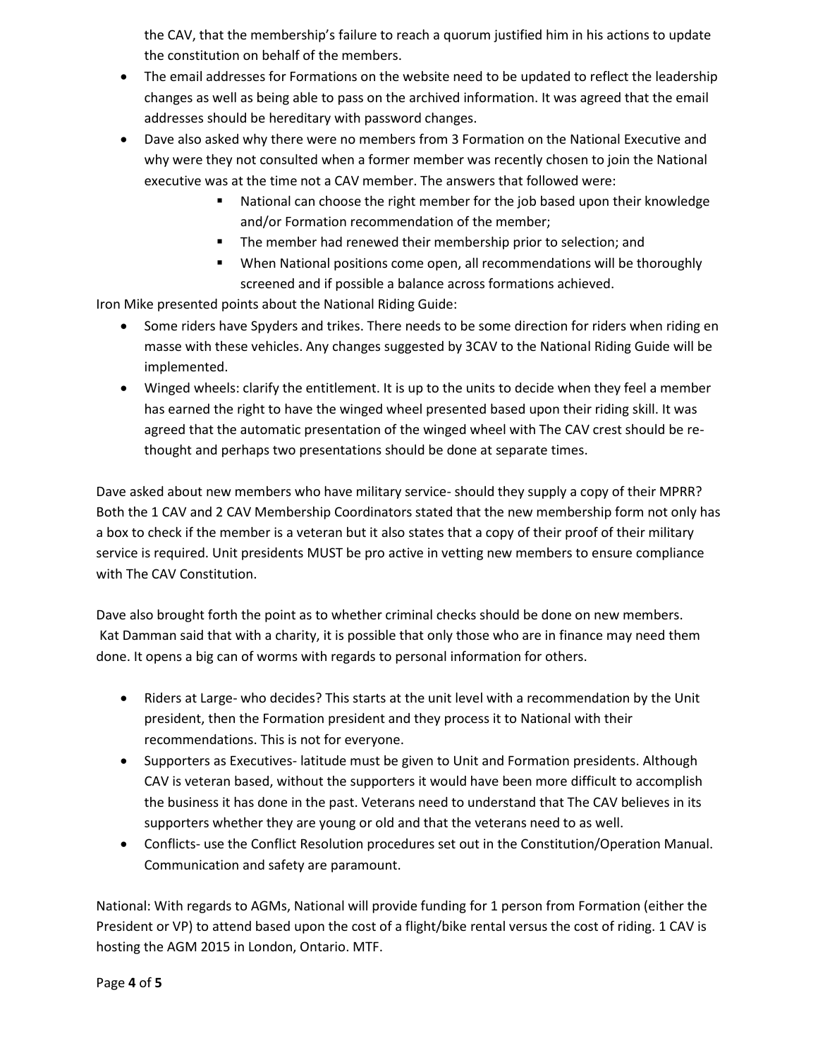the CAV, that the membership's failure to reach a quorum justified him in his actions to update the constitution on behalf of the members.

- The email addresses for Formations on the website need to be updated to reflect the leadership changes as well as being able to pass on the archived information. It was agreed that the email addresses should be hereditary with password changes.
- Dave also asked why there were no members from 3 Formation on the National Executive and why were they not consulted when a former member was recently chosen to join the National executive was at the time not a CAV member. The answers that followed were:
  - National can choose the right member for the job based upon their knowledge and/or Formation recommendation of the member;
  - The member had renewed their membership prior to selection; and
  - When National positions come open, all recommendations will be thoroughly screened and if possible a balance across formations achieved.

Iron Mike presented points about the National Riding Guide:

- Some riders have Spyders and trikes. There needs to be some direction for riders when riding en masse with these vehicles. Any changes suggested by 3CAV to the National Riding Guide will be implemented.
- Winged wheels: clarify the entitlement. It is up to the units to decide when they feel a member has earned the right to have the winged wheel presented based upon their riding skill. It was agreed that the automatic presentation of the winged wheel with The CAV crest should be re-thought and perhaps two presentations should be done at separate times.

Dave asked about new members who have military service- should they supply a copy of their MPRR? Both the 1 CAV and 2 CAV Membership Coordinators stated that the new membership form not only has a box to check if the member is a veteran but it also states that a copy of their proof of their military service is required. Unit presidents MUST be pro active in vetting new members to ensure compliance with The CAV Constitution.

Dave also brought forth the point as to whether criminal checks should be done on new members. Kat Damman said that with a charity, it is possible that only those who are in finance may need them done. It opens a big can of worms with regards to personal information for others.

- Riders at Large- who decides? This starts at the unit level with a recommendation by the Unit president, then the Formation president and they process it to National with their recommendations. This is not for everyone.
- Supporters as Executives- latitude must be given to Unit and Formation presidents. Although CAV is veteran based, without the supporters it would have been more difficult to accomplish the business it has done in the past. Veterans need to understand that The CAV believes in its supporters whether they are young or old and that the veterans need to as well.
- Conflicts- use the Conflict Resolution procedures set out in the Constitution/Operation Manual. Communication and safety are paramount.

National: With regards to AGMs, National will provide funding for 1 person from Formation (either the President or VP) to attend based upon the cost of a flight/bike rental versus the cost of riding. 1 CAV is hosting the AGM 2015 in London, Ontario. MTF.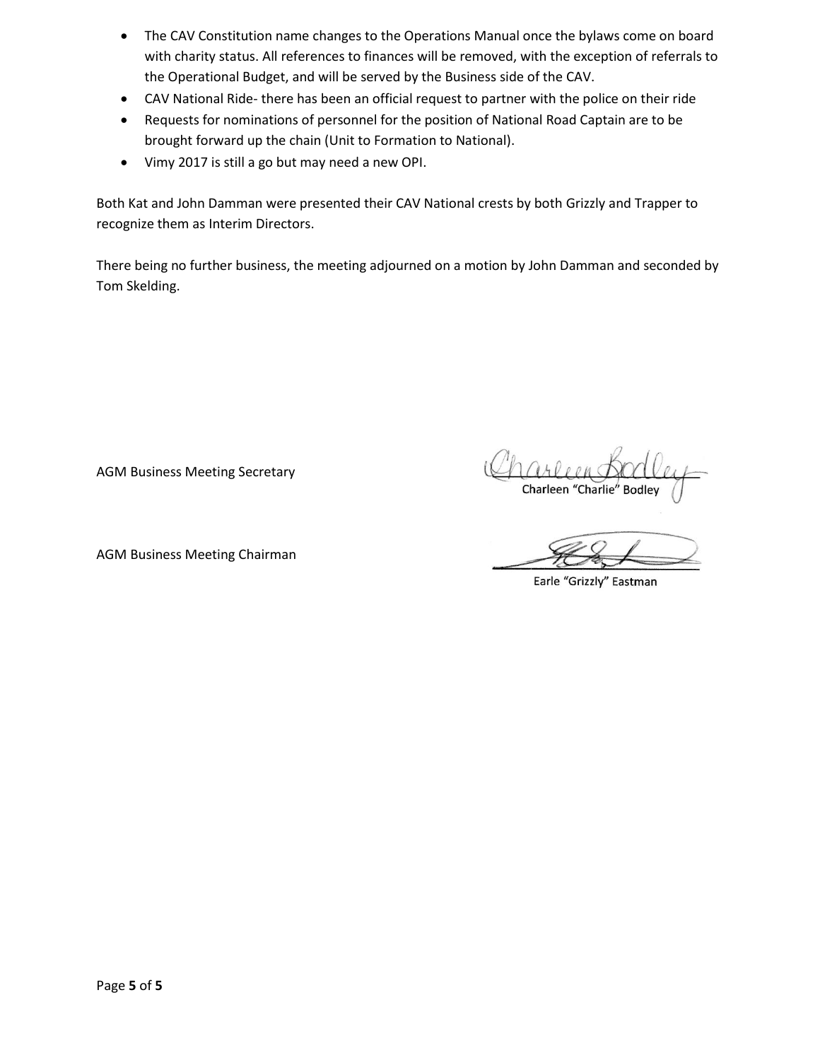- The CAV Constitution name changes to the Operations Manual once the bylaws come on board with charity status. All references to finances will be removed, with the exception of referrals to the Operational Budget, and will be served by the Business side of the CAV.
- CAV National Ride- there has been an official request to partner with the police on their ride
- Requests for nominations of personnel for the position of National Road Captain are to be brought forward up the chain (Unit to Formation to National).
- Vimy 2017 is still a go but may need a new OPI.

Both Kat and John Damman were presented their CAV National crests by both Grizzly and Trapper to recognize them as Interim Directors.

There being no further business, the meeting adjourned on a motion by John Damman and seconded by Tom Skelding.

AGM Business Meeting Secretary — Charleen "Charlie" Bodley

AGM Business Meeting Chairman — Earle "Grizzly" Eastman